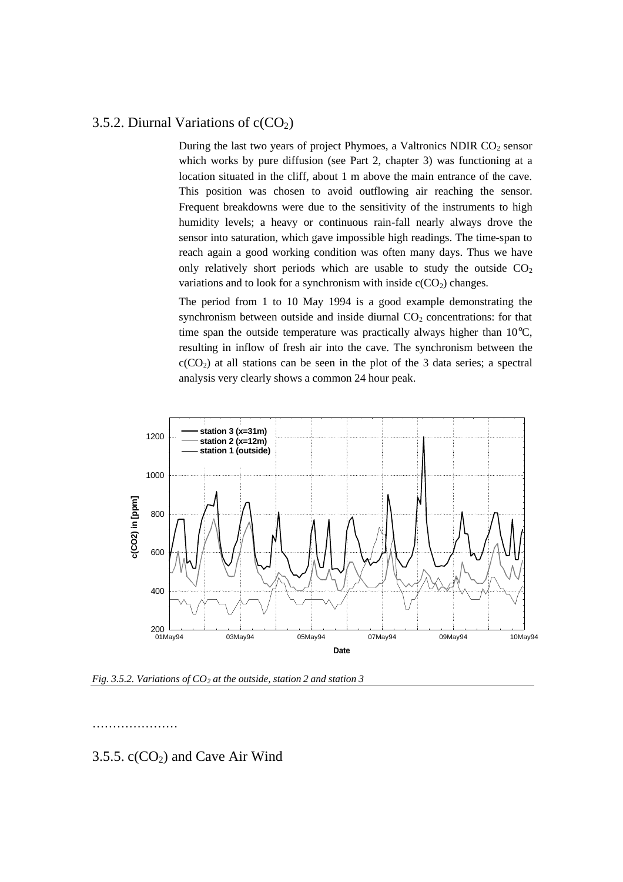### 3.5.2. Diurnal Variations of $c(CO_2)$

During the last two years of project Phymoes, a Valtronics NDIR $CO_2$ sensor which works by pure diffusion (see Part 2, chapter 3) was functioning at a location situated in the cliff, about 1 m above the main entrance of the cave. This position was chosen to avoid outflowing air reaching the sensor. Frequent breakdowns were due to the sensitivity of the instruments to high humidity levels; a heavy or continuous rain-fall nearly always drove the sensor into saturation, which gave impossible high readings. The time-span to reach again a good working condition was often many days. Thus we have only relatively short periods which are usable to study the outside $CO_2$ variations and to look for a synchronism with inside $c(CO_2)$ changes.

The period from 1 to 10 May 1994 is a good example demonstrating the synchronism between outside and inside diurnal $CO_2$ concentrations: for that time span the outside temperature was practically always higher than 10°C, resulting in inflow of fresh air into the cave. The synchronism between the $c(CO_2)$ at all stations can be seen in the plot of the 3 data series; a spectral analysis very clearly shows a common 24 hour peak.

*Fig. 3.5.2. Variations of $CO_2$ at the outside, station 2 and station 3*

…………………

### 3.5.5. $c(CO_2)$ and Cave Air Wind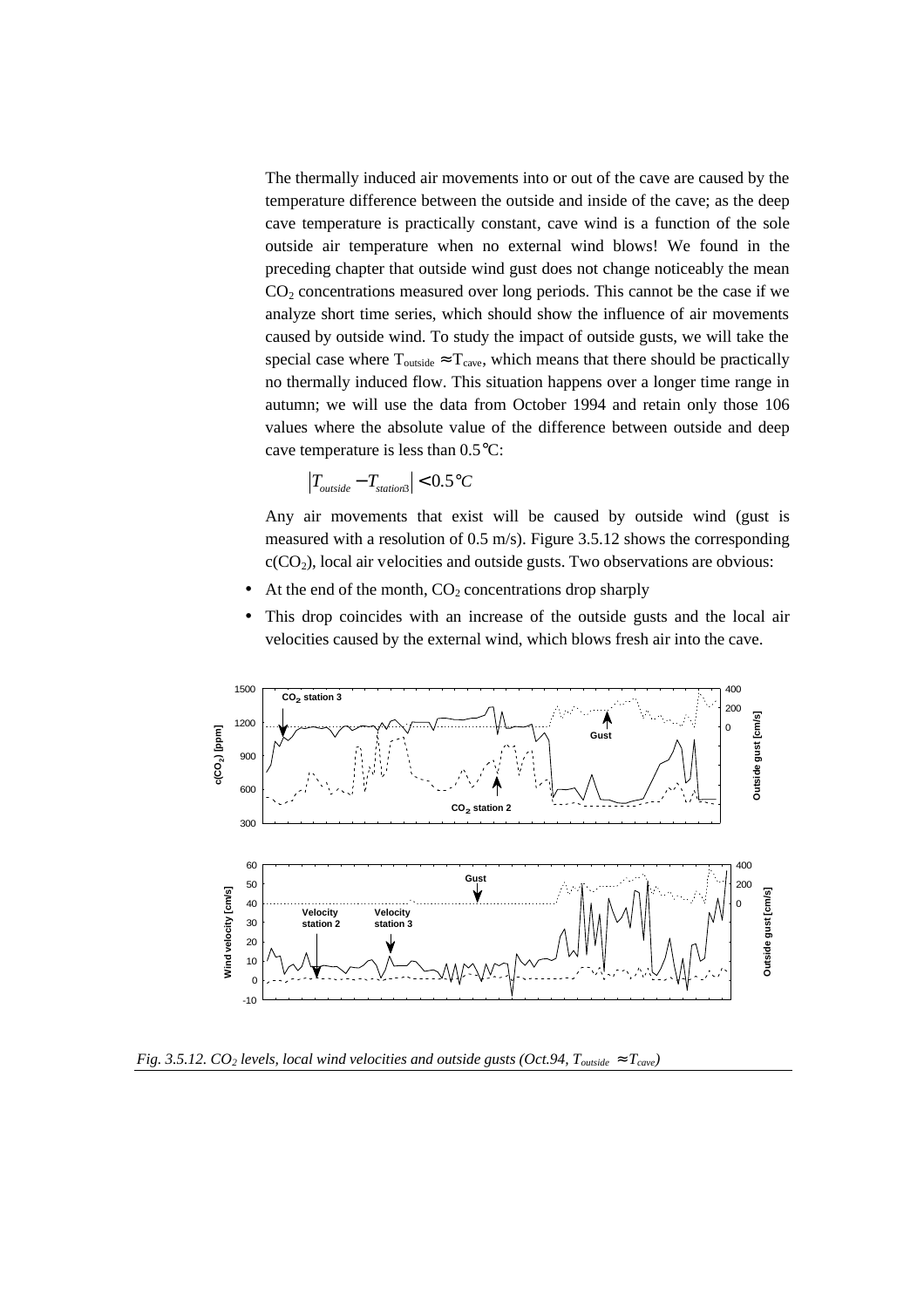The thermally induced air movements into or out of the cave are caused by the temperature difference between the outside and inside of the cave; as the deep cave temperature is practically constant, cave wind is a function of the sole outside air temperature when no external wind blows! We found in the preceding chapter that outside wind gust does not change noticeably the mean $CO_2$ concentrations measured over long periods. This cannot be the case if we analyze short time series, which should show the influence of air movements caused by outside wind. To study the impact of outside gusts, we will take the special case where $T_{outside} \approx T_{cave}$, which means that there should be practically no thermally induced flow. This situation happens over a longer time range in autumn; we will use the data from October 1994 and retain only those 106 values where the absolute value of the difference between outside and deep cave temperature is less than 0.5°C:

$$\left|T_{outside} - T_{station3}\right| < 0.5°C$$

Any air movements that exist will be caused by outside wind (gust is measured with a resolution of 0.5 m/s). Figure 3.5.12 shows the corresponding $c(CO_2)$, local air velocities and outside gusts. Two observations are obvious:

- At the end of the month, $CO_2$ concentrations drop sharply
- This drop coincides with an increase of the outside gusts and the local air velocities caused by the external wind, which blows fresh air into the cave.

*Fig. 3.5.12. $CO_2$ levels, local wind velocities and outside gusts (Oct.94, $T_{outside} \approx T_{cave}$)*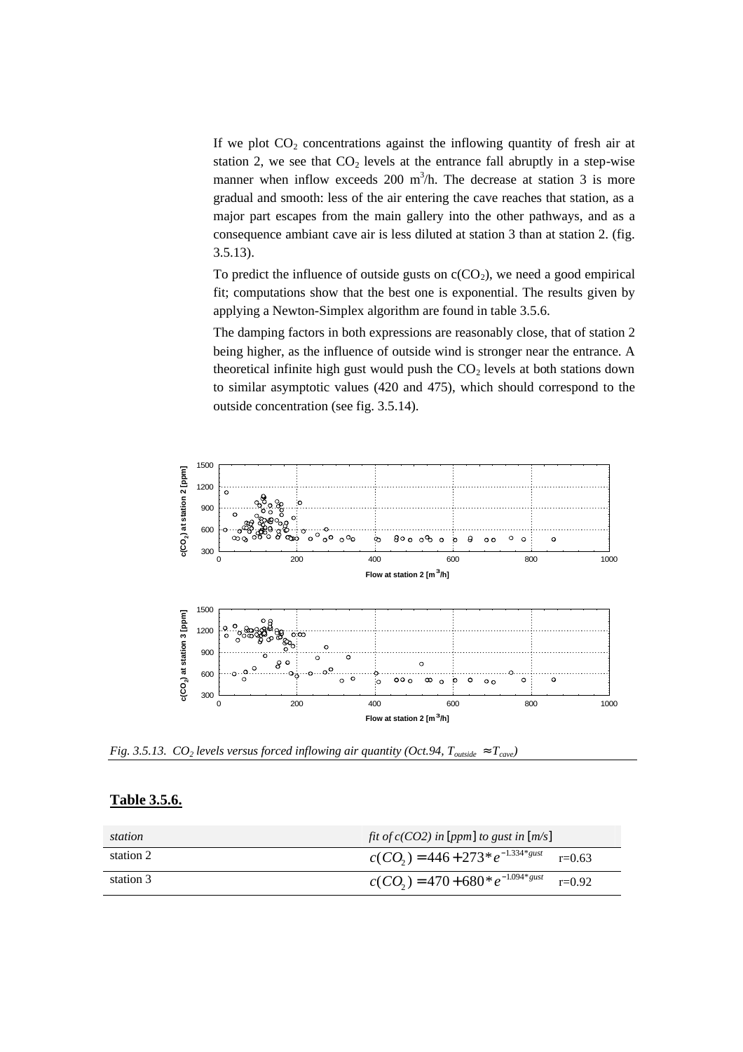If we plot $CO_2$ concentrations against the inflowing quantity of fresh air at station 2, we see that $CO_2$ levels at the entrance fall abruptly in a step-wise manner when inflow exceeds 200 $m^3$/h. The decrease at station 3 is more gradual and smooth: less of the air entering the cave reaches that station, as a major part escapes from the main gallery into the other pathways, and as a consequence ambiant cave air is less diluted at station 3 than at station 2. (fig. 3.5.13).

To predict the influence of outside gusts on $c(CO_2)$, we need a good empirical fit; computations show that the best one is exponential. The results given by applying a Newton-Simplex algorithm are found in table 3.5.6.

The damping factors in both expressions are reasonably close, that of station 2 being higher, as the influence of outside wind is stronger near the entrance. A theoretical infinite high gust would push the $CO_2$ levels at both stations down to similar asymptotic values (420 and 475), which should correspond to the outside concentration (see fig. 3.5.14).

*Fig. 3.5.13. $CO_2$ levels versus forced inflowing air quantity (Oct.94, $T_{outside} \approx T_{cave}$)*

**Table 3.5.6.**

| *station* | *fit of c(CO2) in [ppm] to gust in [m/s]* |
|---|---|
| station 2 | $c(CO_2) = 446 + 273 * e^{-1.334*gust}$ r=0.63 |
| station 3 | $c(CO_2) = 470 + 680 * e^{-1.094*gust}$ r=0.92 |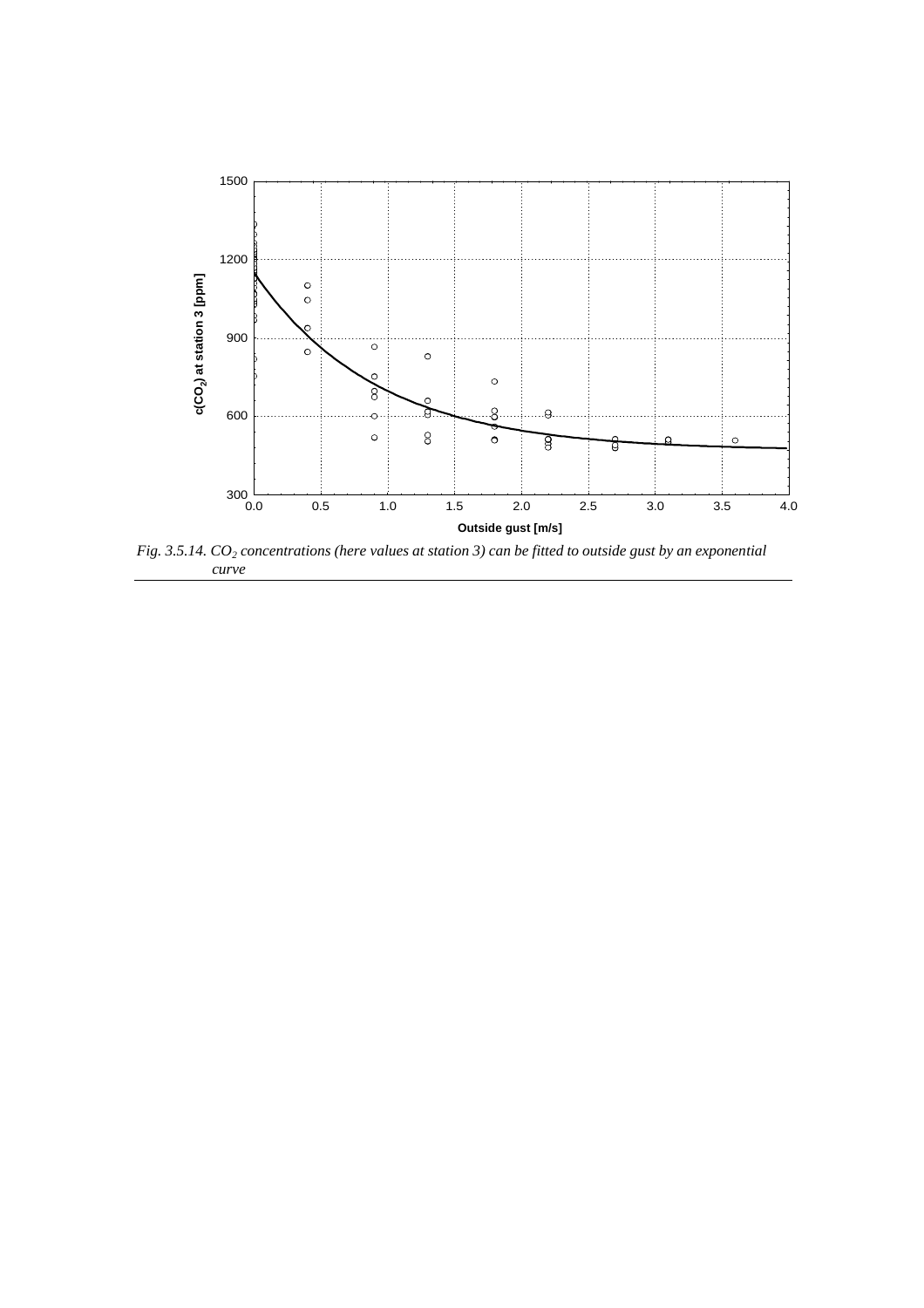1500

1200

900

600

300

0.0 0.5 1.0 1.5 2.0 2.5 3.0 3.5 4.0

$c(CO_2)$ at station 3 [ppm]

Outside gust [m/s]

*Fig. 3.5.14. $CO_2$ concentrations (here values at station 3) can be fitted to outside gust by an exponential curve*